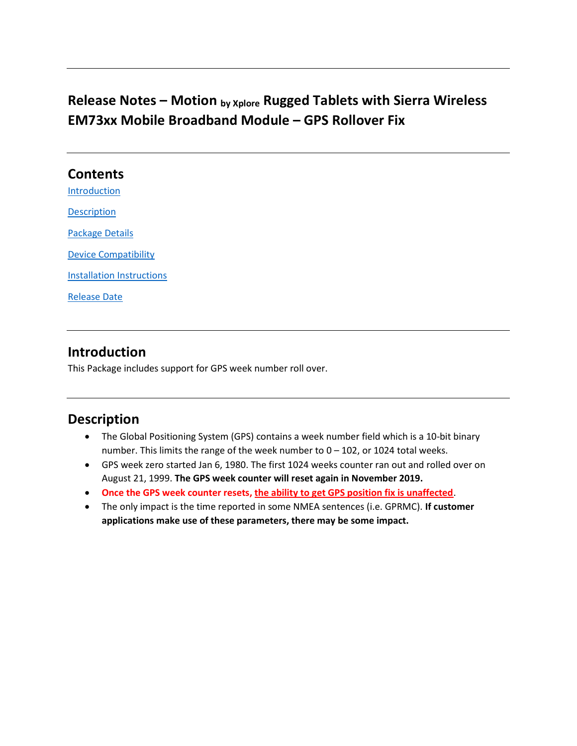# Release Notes – Motion $_{\text{by Xplore}}$ Rugged Tablets with Sierra Wireless EM73xx Mobile Broadband Module – GPS Rollover Fix

## Contents

Introduction

Description

Package Details

Device Compatibility

Installation Instructions

Release Date

## Introduction

This Package includes support for GPS week number roll over.

## Description

- The Global Positioning System (GPS) contains a week number field which is a 10-bit binary number. This limits the range of the week number to 0 – 102, or 1024 total weeks.
- GPS week zero started Jan 6, 1980. The first 1024 weeks counter ran out and rolled over on August 21, 1999. **The GPS week counter will reset again in November 2019.**
- **Once the GPS week counter resets, the ability to get GPS position fix is unaffected**.
- The only impact is the time reported in some NMEA sentences (i.e. GPRMC). **If customer applications make use of these parameters, there may be some impact.**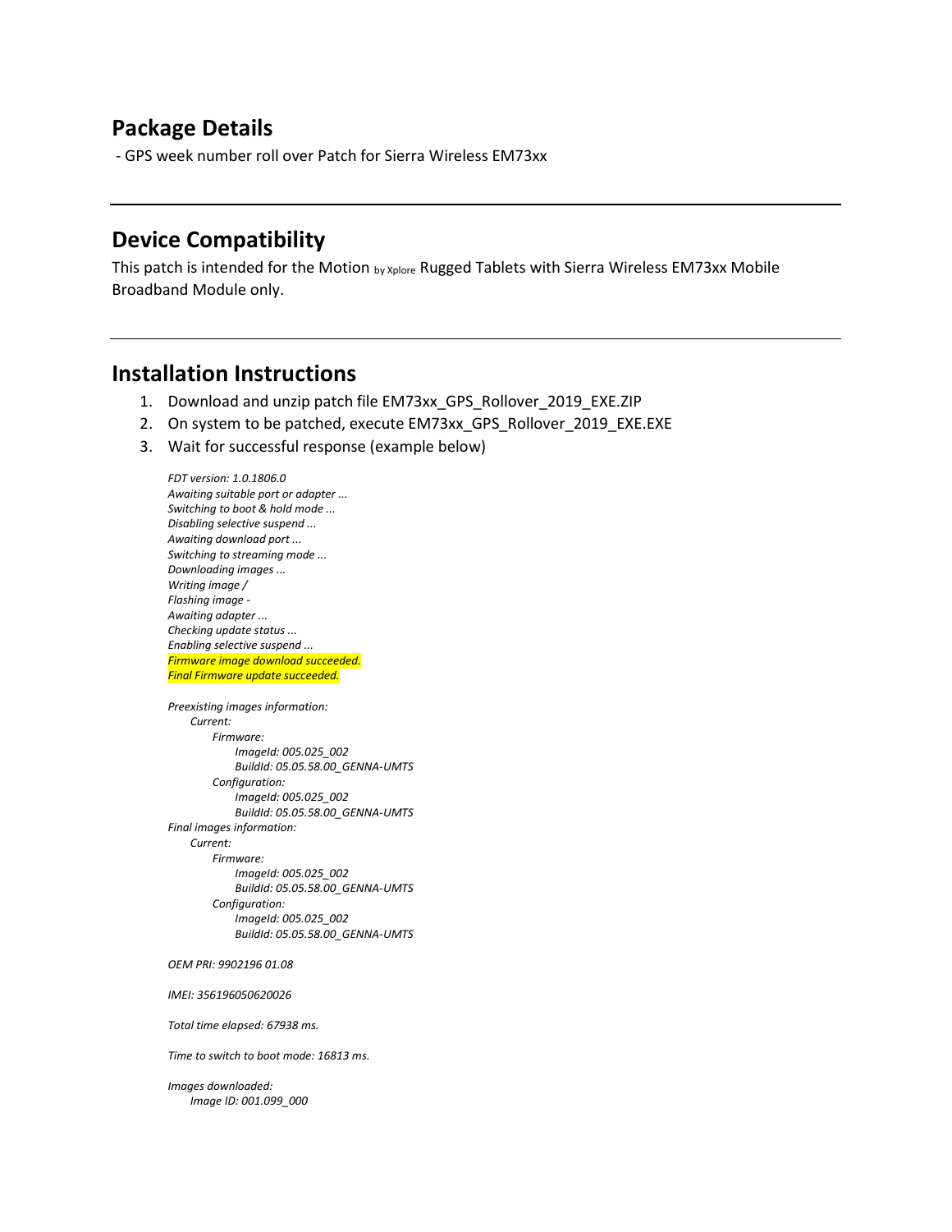## Package Details

- GPS week number roll over Patch for Sierra Wireless EM73xx

---

## Device Compatibility

This patch is intended for the Motion by Xplore Rugged Tablets with Sierra Wireless EM73xx Mobile Broadband Module only.

---

## Installation Instructions

1. Download and unzip patch file EM73xx_GPS_Rollover_2019_EXE.ZIP
2. On system to be patched, execute EM73xx_GPS_Rollover_2019_EXE.EXE
3. Wait for successful response (example below)

```
FDT version: 1.0.1806.0
Awaiting suitable port or adapter ...
Switching to boot & hold mode ...
Disabling selective suspend ...
Awaiting download port ...
Switching to streaming mode ...
Downloading images ...
Writing image /
Flashing image -
Awaiting adapter ...
Checking update status ...
Enabling selective suspend ...
Firmware image download succeeded.
Final Firmware update succeeded.

Preexisting images information:
    Current:
        Firmware:
            ImageId: 005.025_002
            BuildId: 05.05.58.00_GENNA-UMTS
        Configuration:
            ImageId: 005.025_002
            BuildId: 05.05.58.00_GENNA-UMTS
Final images information:
    Current:
        Firmware:
            ImageId: 005.025_002
            BuildId: 05.05.58.00_GENNA-UMTS
        Configuration:
            ImageId: 005.025_002
            BuildId: 05.05.58.00_GENNA-UMTS

OEM PRI: 9902196 01.08

IMEI: 356196050620026

Total time elapsed: 67938 ms.

Time to switch to boot mode: 16813 ms.

Images downloaded:
    Image ID: 001.099_000
```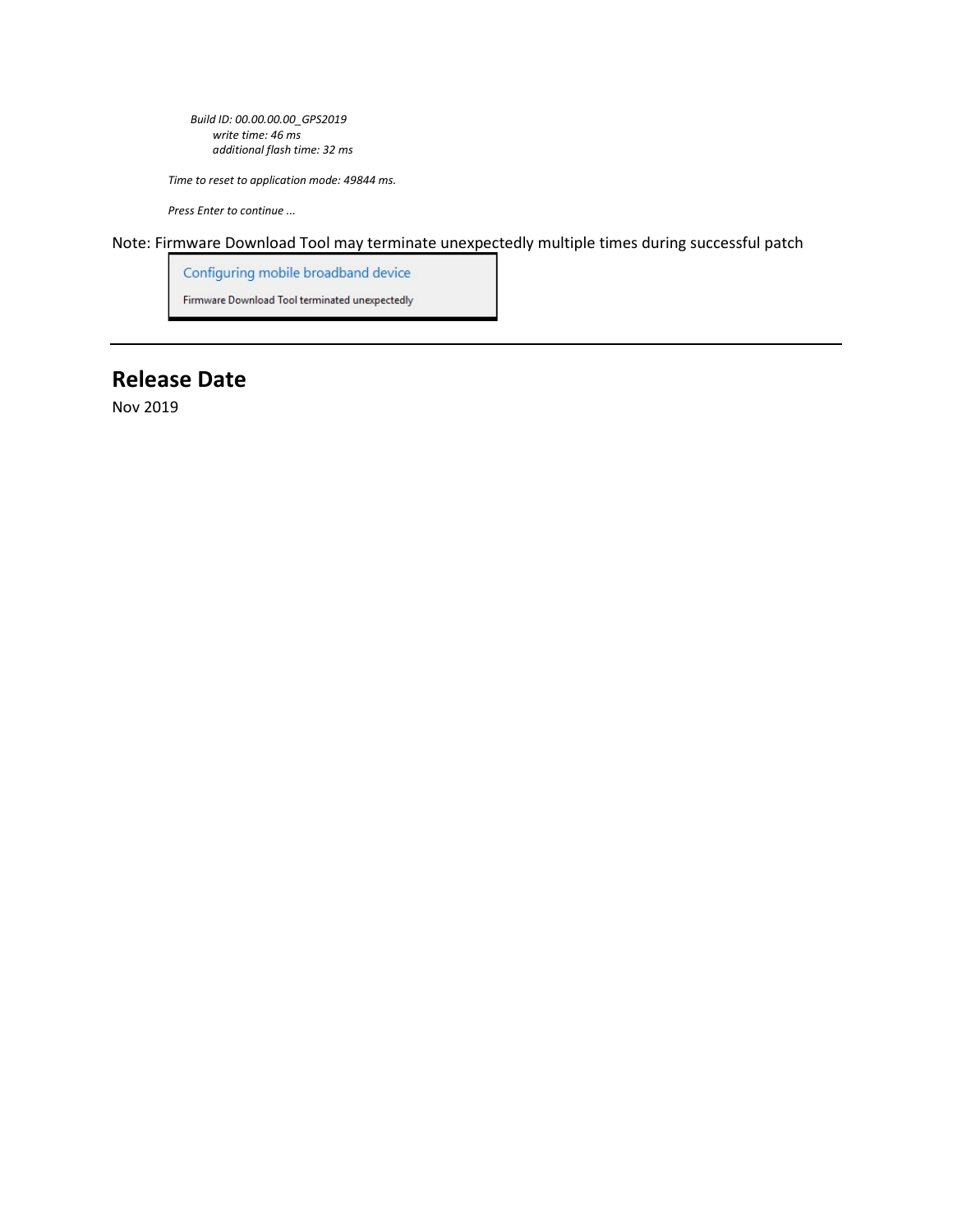*Build ID: 00.00.00.00_GPS2019*
*write time: 46 ms*
*additional flash time: 32 ms*

*Time to reset to application mode: 49844 ms.*

*Press Enter to continue ...*

Note: Firmware Download Tool may terminate unexpectedly multiple times during successful patch

Configuring mobile broadband device

Firmware Download Tool terminated unexpectedly

---

## Release Date

Nov 2019